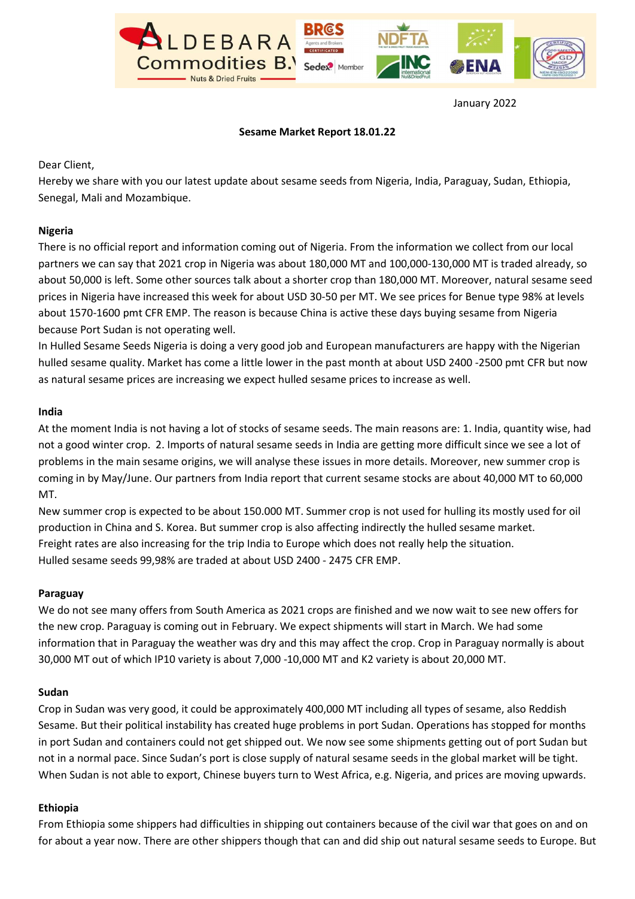January 2022

**Sesame Market Report 18.01.22**

Dear Client,

Hereby we share with you our latest update about sesame seeds from Nigeria, India, Paraguay, Sudan, Ethiopia, Senegal, Mali and Mozambique.

**Nigeria**

There is no official report and information coming out of Nigeria. From the information we collect from our local partners we can say that 2021 crop in Nigeria was about 180,000 MT and 100,000-130,000 MT is traded already, so about 50,000 is left. Some other sources talk about a shorter crop than 180,000 MT. Moreover, natural sesame seed prices in Nigeria have increased this week for about USD 30-50 per MT. We see prices for Benue type 98% at levels about 1570-1600 pmt CFR EMP. The reason is because China is active these days buying sesame from Nigeria because Port Sudan is not operating well.

In Hulled Sesame Seeds Nigeria is doing a very good job and European manufacturers are happy with the Nigerian hulled sesame quality. Market has come a little lower in the past month at about USD 2400 -2500 pmt CFR but now as natural sesame prices are increasing we expect hulled sesame prices to increase as well.

**India**

At the moment India is not having a lot of stocks of sesame seeds. The main reasons are: 1. India, quantity wise, had not a good winter crop. 2. Imports of natural sesame seeds in India are getting more difficult since we see a lot of problems in the main sesame origins, we will analyse these issues in more details. Moreover, new summer crop is coming in by May/June. Our partners from India report that current sesame stocks are about 40,000 MT to 60,000 MT.

New summer crop is expected to be about 150.000 MT. Summer crop is not used for hulling its mostly used for oil production in China and S. Korea. But summer crop is also affecting indirectly the hulled sesame market. Freight rates are also increasing for the trip India to Europe which does not really help the situation. Hulled sesame seeds 99,98% are traded at about USD 2400 - 2475 CFR EMP.

**Paraguay**

We do not see many offers from South America as 2021 crops are finished and we now wait to see new offers for the new crop. Paraguay is coming out in February. We expect shipments will start in March. We had some information that in Paraguay the weather was dry and this may affect the crop. Crop in Paraguay normally is about 30,000 MT out of which IP10 variety is about 7,000 -10,000 MT and K2 variety is about 20,000 MT.

**Sudan**

Crop in Sudan was very good, it could be approximately 400,000 MT including all types of sesame, also Reddish Sesame. But their political instability has created huge problems in port Sudan. Operations has stopped for months in port Sudan and containers could not get shipped out. We now see some shipments getting out of port Sudan but not in a normal pace. Since Sudan's port is close supply of natural sesame seeds in the global market will be tight. When Sudan is not able to export, Chinese buyers turn to West Africa, e.g. Nigeria, and prices are moving upwards.

**Ethiopia**

From Ethiopia some shippers had difficulties in shipping out containers because of the civil war that goes on and on for about a year now. There are other shippers though that can and did ship out natural sesame seeds to Europe. But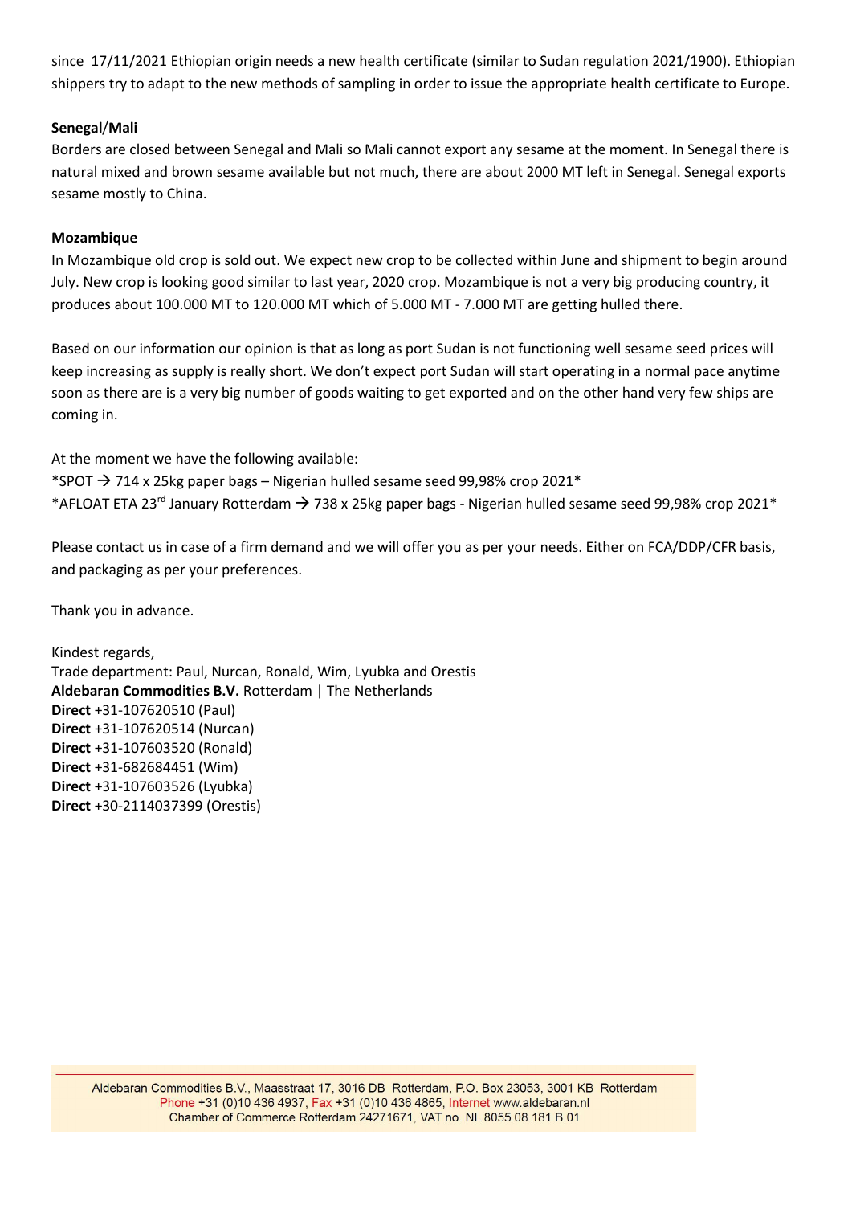since 17/11/2021 Ethiopian origin needs a new health certificate (similar to Sudan regulation 2021/1900). Ethiopian shippers try to adapt to the new methods of sampling in order to issue the appropriate health certificate to Europe.

**Senegal/Mali**

Borders are closed between Senegal and Mali so Mali cannot export any sesame at the moment. In Senegal there is natural mixed and brown sesame available but not much, there are about 2000 MT left in Senegal. Senegal exports sesame mostly to China.

**Mozambique**

In Mozambique old crop is sold out. We expect new crop to be collected within June and shipment to begin around July. New crop is looking good similar to last year, 2020 crop. Mozambique is not a very big producing country, it produces about 100.000 MT to 120.000 MT which of 5.000 MT - 7.000 MT are getting hulled there.

Based on our information our opinion is that as long as port Sudan is not functioning well sesame seed prices will keep increasing as supply is really short. We don't expect port Sudan will start operating in a normal pace anytime soon as there are is a very big number of goods waiting to get exported and on the other hand very few ships are coming in.

At the moment we have the following available:
*SPOT → 714 x 25kg paper bags – Nigerian hulled sesame seed 99,98% crop 2021*
*AFLOAT ETA 23rd January Rotterdam → 738 x 25kg paper bags - Nigerian hulled sesame seed 99,98% crop 2021*

Please contact us in case of a firm demand and we will offer you as per your needs. Either on FCA/DDP/CFR basis, and packaging as per your preferences.

Thank you in advance.

Kindest regards,
Trade department: Paul, Nurcan, Ronald, Wim, Lyubka and Orestis
**Aldebaran Commodities B.V.** Rotterdam | The Netherlands
**Direct** +31-107620510 (Paul)
**Direct** +31-107620514 (Nurcan)
**Direct** +31-107603520 (Ronald)
**Direct** +31-682684451 (Wim)
**Direct** +31-107603526 (Lyubka)
**Direct** +30-2114037399 (Orestis)

Aldebaran Commodities B.V., Maasstraat 17, 3016 DB Rotterdam, P.O. Box 23053, 3001 KB Rotterdam
Phone +31 (0)10 436 4937, Fax +31 (0)10 436 4865, Internet www.aldebaran.nl
Chamber of Commerce Rotterdam 24271671, VAT no. NL 8055.08.181 B.01